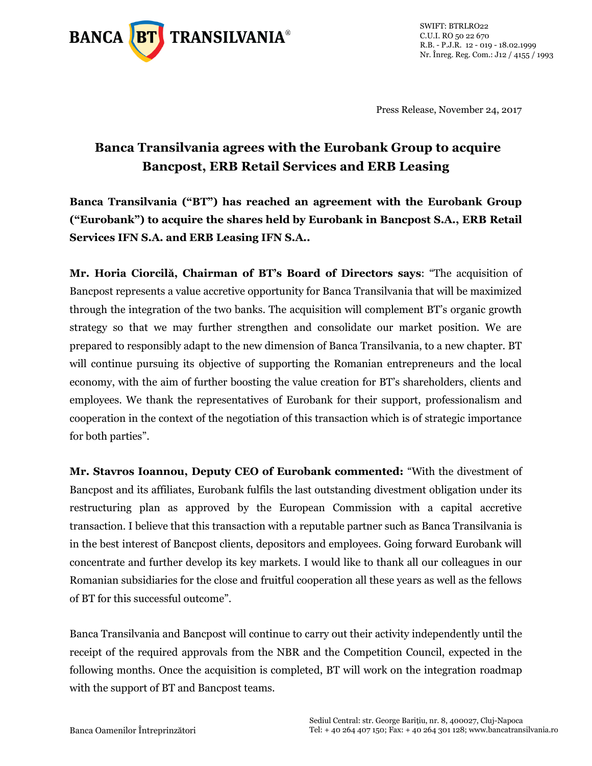Press Release, November 24, 2017

# Banca Transilvania agrees with the Eurobank Group to acquire Bancpost, ERB Retail Services and ERB Leasing

**Banca Transilvania ("BT") has reached an agreement with the Eurobank Group ("Eurobank") to acquire the shares held by Eurobank in Bancpost S.A., ERB Retail Services IFN S.A. and ERB Leasing IFN S.A..**

**Mr. Horia Ciorcilă, Chairman of BT's Board of Directors says**: "The acquisition of Bancpost represents a value accretive opportunity for Banca Transilvania that will be maximized through the integration of the two banks. The acquisition will complement BT's organic growth strategy so that we may further strengthen and consolidate our market position. We are prepared to responsibly adapt to the new dimension of Banca Transilvania, to a new chapter. BT will continue pursuing its objective of supporting the Romanian entrepreneurs and the local economy, with the aim of further boosting the value creation for BT's shareholders, clients and employees. We thank the representatives of Eurobank for their support, professionalism and cooperation in the context of the negotiation of this transaction which is of strategic importance for both parties".

**Mr. Stavros Ioannou, Deputy CEO of Eurobank commented:** "With the divestment of Bancpost and its affiliates, Eurobank fulfils the last outstanding divestment obligation under its restructuring plan as approved by the European Commission with a capital accretive transaction. I believe that this transaction with a reputable partner such as Banca Transilvania is in the best interest of Bancpost clients, depositors and employees. Going forward Eurobank will concentrate and further develop its key markets. I would like to thank all our colleagues in our Romanian subsidiaries for the close and fruitful cooperation all these years as well as the fellows of BT for this successful outcome".

Banca Transilvania and Bancpost will continue to carry out their activity independently until the receipt of the required approvals from the NBR and the Competition Council, expected in the following months. Once the acquisition is completed, BT will work on the integration roadmap with the support of BT and Bancpost teams.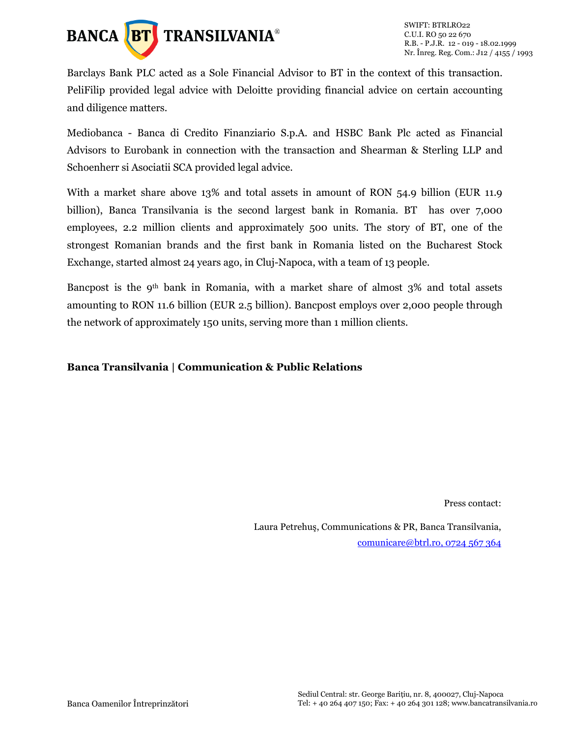Barclays Bank PLC acted as a Sole Financial Advisor to BT in the context of this transaction. PeliFilip provided legal advice with Deloitte providing financial advice on certain accounting and diligence matters.

Mediobanca - Banca di Credito Finanziario S.p.A. and HSBC Bank Plc acted as Financial Advisors to Eurobank in connection with the transaction and Shearman & Sterling LLP and Schoenherr si Asociatii SCA provided legal advice.

With a market share above 13% and total assets in amount of RON 54.9 billion (EUR 11.9 billion), Banca Transilvania is the second largest bank in Romania. BT has over 7,000 employees, 2.2 million clients and approximately 500 units. The story of BT, one of the strongest Romanian brands and the first bank in Romania listed on the Bucharest Stock Exchange, started almost 24 years ago, in Cluj-Napoca, with a team of 13 people.

Bancpost is the 9th bank in Romania, with a market share of almost 3% and total assets amounting to RON 11.6 billion (EUR 2.5 billion). Bancpost employs over 2,000 people through the network of approximately 150 units, serving more than 1 million clients.

**Banca Transilvania | Communication & Public Relations**

Press contact:

Laura Petrehuş, Communications & PR, Banca Transilvania,
comunicare@btrl.ro, 0724 567 364